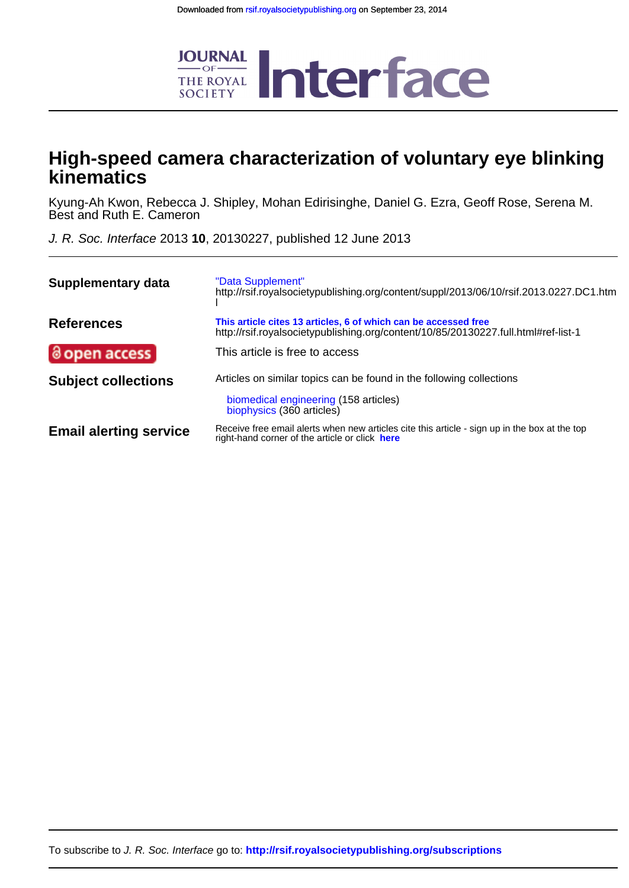# High-speed camera characterization of voluntary eye blinking kinematics

Kyung-Ah Kwon, Rebecca J. Shipley, Mohan Edirisinghe, Daniel G. Ezra, Geoff Rose, Serena M. Best and Ruth E. Cameron

*J. R. Soc. Interface* 2013 **10**, 20130227, published 12 June 2013

**Supplementary data** "Data Supplement"
http://rsif.royalsocietypublishing.org/content/suppl/2013/06/10/rsif.2013.0227.DC1.html

**References** **This article cites 13 articles, 6 of which can be accessed free**
http://rsif.royalsocietypublishing.org/content/10/85/20130227.full.html#ref-list-1

**open access** This article is free to access

**Subject collections** Articles on similar topics can be found in the following collections

biomedical engineering (158 articles)
biophysics (360 articles)

**Email alerting service** Receive free email alerts when new articles cite this article - sign up in the box at the top right-hand corner of the article or click **here**

To subscribe to *J. R. Soc. Interface* go to: **http://rsif.royalsocietypublishing.org/subscriptions**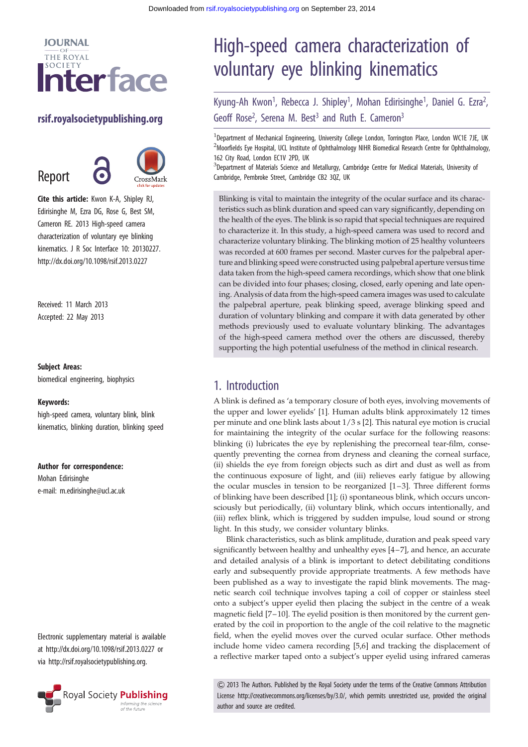Downloaded from rsif.royalsocietypublishing.org on September 23, 2014

JOURNAL OF THE ROYAL SOCIETY **Interface**

**rsif.royalsocietypublishing.org**

Report

**Cite this article:** Kwon K-A, Shipley RJ, Edirisinghe M, Ezra DG, Rose G, Best SM, Cameron RE. 2013 High-speed camera characterization of voluntary eye blinking kinematics. J R Soc Interface 10: 20130227. http://dx.doi.org/10.1098/rsif.2013.0227

Received: 11 March 2013
Accepted: 22 May 2013

**Subject Areas:**
biomedical engineering, biophysics

**Keywords:**
high-speed camera, voluntary blink, blink kinematics, blinking duration, blinking speed

**Author for correspondence:**
Mohan Edirisinghe
e-mail: m.edirisinghe@ucl.ac.uk

Electronic supplementary material is available at http://dx.doi.org/10.1098/rsif.2013.0227 or via http://rsif.royalsocietypublishing.org.

# High-speed camera characterization of voluntary eye blinking kinematics

Kyung-Ah Kwon[1], Rebecca J. Shipley[1], Mohan Edirisinghe[1], Daniel G. Ezra[2], Geoff Rose[2], Serena M. Best[3] and Ruth E. Cameron[3]

[1]Department of Mechanical Engineering, University College London, Torrington Place, London WC1E 7JE, UK
[2]Moorfields Eye Hospital, UCL Institute of Ophthalmology NIHR Biomedical Research Centre for Ophthalmology, 162 City Road, London EC1V 2PD, UK
[3]Department of Materials Science and Metallurgy, Cambridge Centre for Medical Materials, University of Cambridge, Pembroke Street, Cambridge CB2 3QZ, UK

Blinking is vital to maintain the integrity of the ocular surface and its characteristics such as blink duration and speed can vary significantly, depending on the health of the eyes. The blink is so rapid that special techniques are required to characterize it. In this study, a high-speed camera was used to record and characterize voluntary blinking. The blinking motion of 25 healthy volunteers was recorded at 600 frames per second. Master curves for the palpebral aperture and blinking speed were constructed using palpebral aperture versus time data taken from the high-speed camera recordings, which show that one blink can be divided into four phases; closing, closed, early opening and late opening. Analysis of data from the high-speed camera images was used to calculate the palpebral aperture, peak blinking speed, average blinking speed and duration of voluntary blinking and compare it with data generated by other methods previously used to evaluate voluntary blinking. The advantages of the high-speed camera method over the others are discussed, thereby supporting the high potential usefulness of the method in clinical research.

## 1. Introduction

A blink is defined as 'a temporary closure of both eyes, involving movements of the upper and lower eyelids' [1]. Human adults blink approximately 12 times per minute and one blink lasts about 1/3 s [2]. This natural eye motion is crucial for maintaining the integrity of the ocular surface for the following reasons: blinking (i) lubricates the eye by replenishing the precorneal tear-film, consequently preventing the cornea from dryness and cleaning the corneal surface, (ii) shields the eye from foreign objects such as dirt and dust as well as from the continuous exposure of light, and (iii) relieves early fatigue by allowing the ocular muscles in tension to be reorganized [1–3]. Three different forms of blinking have been described [1]; (i) spontaneous blink, which occurs unconsciously but periodically, (ii) voluntary blink, which occurs intentionally, and (iii) reflex blink, which is triggered by sudden impulse, loud sound or strong light. In this study, we consider voluntary blinks.

Blink characteristics, such as blink amplitude, duration and peak speed vary significantly between healthy and unhealthy eyes [4–7], and hence, an accurate and detailed analysis of a blink is important to detect debilitating conditions early and subsequently provide appropriate treatments. A few methods have been published as a way to investigate the rapid blink movements. The magnetic search coil technique involves taping a coil of copper or stainless steel onto a subject's upper eyelid then placing the subject in the centre of a weak magnetic field [7–10]. The eyelid position is then monitored by the current generated by the coil in proportion to the angle of the coil relative to the magnetic field, when the eyelid moves over the curved ocular surface. Other methods include home video camera recording [5,6] and tracking the displacement of a reflective marker taped onto a subject's upper eyelid using infrared cameras

© 2013 The Authors. Published by the Royal Society under the terms of the Creative Commons Attribution License http://creativecommons.org/licenses/by/3.0/, which permits unrestricted use, provided the original author and source are credited.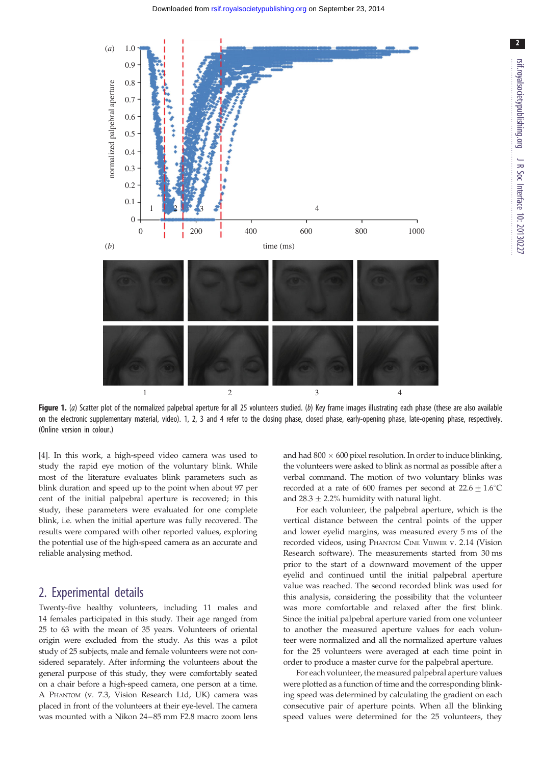Figure 1. (*a*) Scatter plot of the normalized palpebral aperture for all 25 volunteers studied. (*b*) Key frame images illustrating each phase (these are also available on the electronic supplementary material, video). 1, 2, 3 and 4 refer to the closing phase, closed phase, early-opening phase, late-opening phase, respectively. (Online version in colour.)

[4]. In this work, a high-speed video camera was used to study the rapid eye motion of the voluntary blink. While most of the literature evaluates blink parameters such as blink duration and speed up to the point when about 97 per cent of the initial palpebral aperture is recovered; in this study, these parameters were evaluated for one complete blink, i.e. when the initial aperture was fully recovered. The results were compared with other reported values, exploring the potential use of the high-speed camera as an accurate and reliable analysing method.

## 2. Experimental details

Twenty-five healthy volunteers, including 11 males and 14 females participated in this study. Their age ranged from 25 to 63 with the mean of 35 years. Volunteers of oriental origin were excluded from the study. As this was a pilot study of 25 subjects, male and female volunteers were not considered separately. After informing the volunteers about the general purpose of this study, they were comfortably seated on a chair before a high-speed camera, one person at a time. A Phantom (v. 7.3, Vision Research Ltd, UK) camera was placed in front of the volunteers at their eye-level. The camera was mounted with a Nikon 24–85 mm F2.8 macro zoom lens and had 800 × 600 pixel resolution. In order to induce blinking, the volunteers were asked to blink as normal as possible after a verbal command. The motion of two voluntary blinks was recorded at a rate of 600 frames per second at 22.6 ± 1.6°C and 28.3 ± 2.2% humidity with natural light.

For each volunteer, the palpebral aperture, which is the vertical distance between the central points of the upper and lower eyelid margins, was measured every 5 ms of the recorded videos, using Phantom Cine Viewer v. 2.14 (Vision Research software). The measurements started from 30 ms prior to the start of a downward movement of the upper eyelid and continued until the initial palpebral aperture value was reached. The second recorded blink was used for this analysis, considering the possibility that the volunteer was more comfortable and relaxed after the first blink. Since the initial palpebral aperture varied from one volunteer to another the measured aperture values for each volunteer were normalized and all the normalized aperture values for the 25 volunteers were averaged at each time point in order to produce a master curve for the palpebral aperture.

For each volunteer, the measured palpebral aperture values were plotted as a function of time and the corresponding blinking speed was determined by calculating the gradient on each consecutive pair of aperture points. When all the blinking speed values were determined for the 25 volunteers, they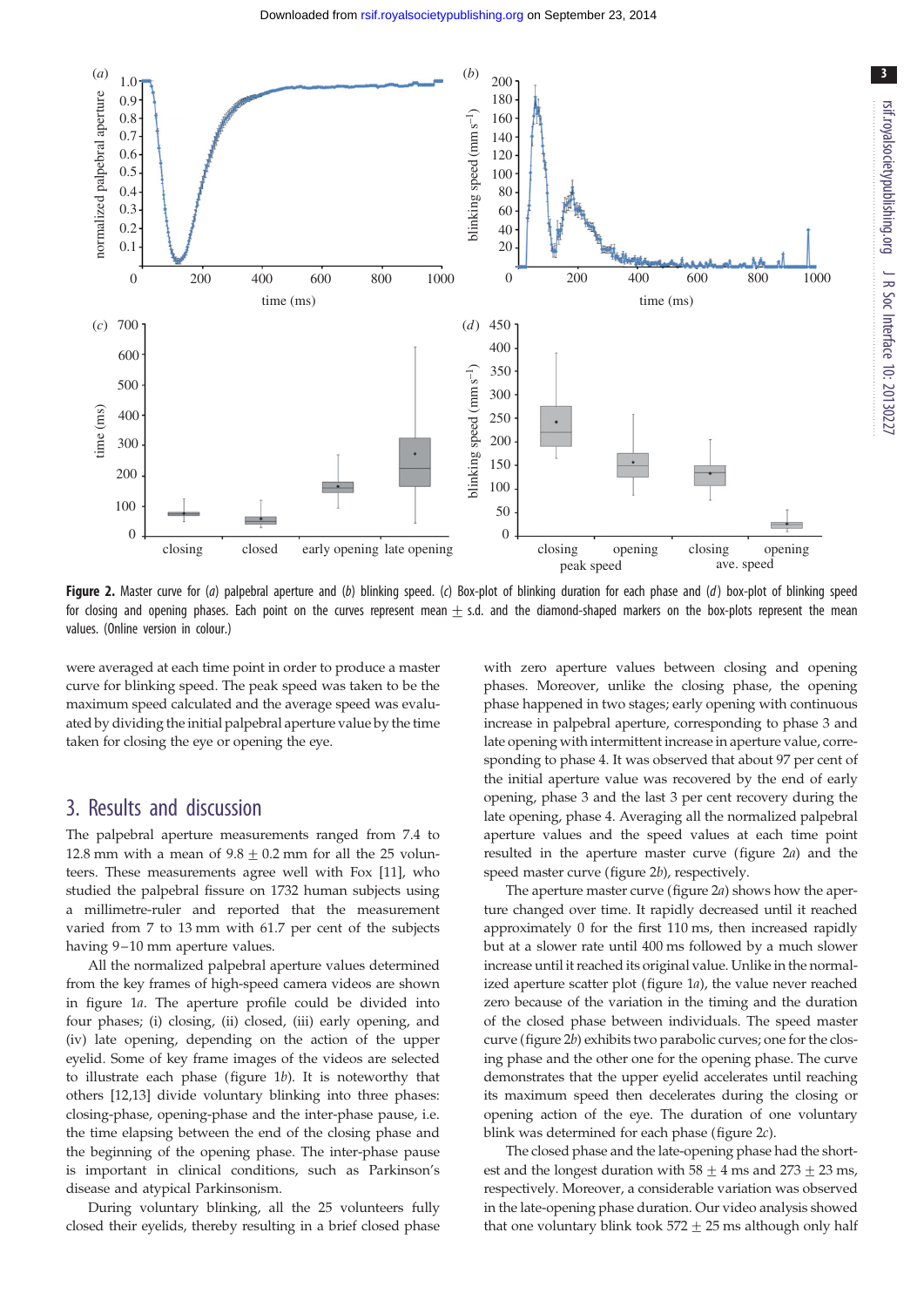**Figure 2.** Master curve for (*a*) palpebral aperture and (*b*) blinking speed. (*c*) Box-plot of blinking duration for each phase and (*d*) box-plot of blinking speed for closing and opening phases. Each point on the curves represent mean ± s.d. and the diamond-shaped markers on the box-plots represent the mean values. (Online version in colour.)

were averaged at each time point in order to produce a master curve for blinking speed. The peak speed was taken to be the maximum speed calculated and the average speed was evaluated by dividing the initial palpebral aperture value by the time taken for closing the eye or opening the eye.

## 3. Results and discussion

The palpebral aperture measurements ranged from 7.4 to 12.8 mm with a mean of 9.8 ± 0.2 mm for all the 25 volunteers. These measurements agree well with Fox [11], who studied the palpebral fissure on 1732 human subjects using a millimetre-ruler and reported that the measurement varied from 7 to 13 mm with 61.7 per cent of the subjects having 9–10 mm aperture values.

All the normalized palpebral aperture values determined from the key frames of high-speed camera videos are shown in figure 1*a*. The aperture profile could be divided into four phases; (i) closing, (ii) closed, (iii) early opening, and (iv) late opening, depending on the action of the upper eyelid. Some of key frame images of the videos are selected to illustrate each phase (figure 1*b*). It is noteworthy that others [12,13] divide voluntary blinking into three phases: closing-phase, opening-phase and the inter-phase pause, i.e. the time elapsing between the end of the closing phase and the beginning of the opening phase. The inter-phase pause is important in clinical conditions, such as Parkinson's disease and atypical Parkinsonism.

During voluntary blinking, all the 25 volunteers fully closed their eyelids, thereby resulting in a brief closed phase with zero aperture values between closing and opening phases. Moreover, unlike the closing phase, the opening phase happened in two stages; early opening with continuous increase in palpebral aperture, corresponding to phase 3 and late opening with intermittent increase in aperture value, corresponding to phase 4. It was observed that about 97 per cent of the initial aperture value was recovered by the end of early opening, phase 3 and the last 3 per cent recovery during the late opening, phase 4. Averaging all the normalized palpebral aperture values and the speed values at each time point resulted in the aperture master curve (figure 2*a*) and the speed master curve (figure 2*b*), respectively.

The aperture master curve (figure 2*a*) shows how the aperture changed over time. It rapidly decreased until it reached approximately 0 for the first 110 ms, then increased rapidly but at a slower rate until 400 ms followed by a much slower increase until it reached its original value. Unlike in the normalized aperture scatter plot (figure 1*a*), the value never reached zero because of the variation in the timing and the duration of the closed phase between individuals. The speed master curve (figure 2*b*) exhibits two parabolic curves; one for the closing phase and the other one for the opening phase. The curve demonstrates that the upper eyelid accelerates until reaching its maximum speed then decelerates during the closing or opening action of the eye. The duration of one voluntary blink was determined for each phase (figure 2*c*).

The closed phase and the late-opening phase had the shortest and the longest duration with 58 ± 4 ms and 273 ± 23 ms, respectively. Moreover, a considerable variation was observed in the late-opening phase duration. Our video analysis showed that one voluntary blink took 572 ± 25 ms although only half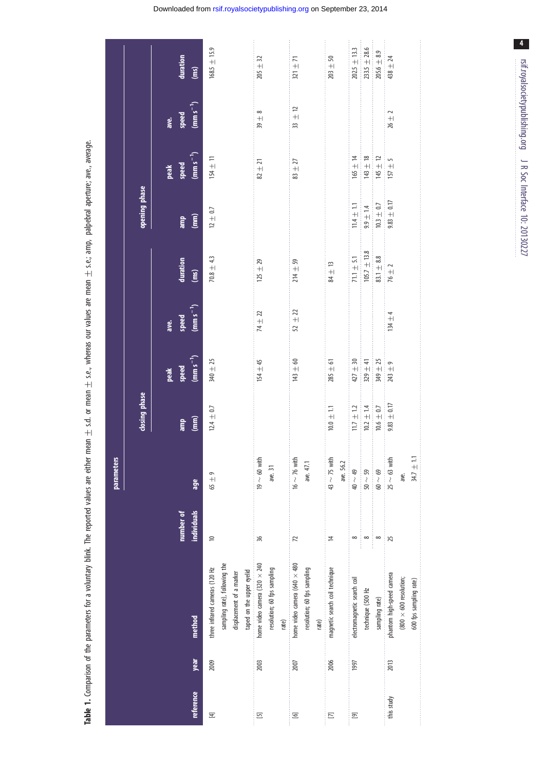**Table 1.** Comparison of the parameters for a voluntary blink. The reported values are either mean ± s.d. or mean ± s.e., whereas our values are mean ± s.e.; amp, palpebral aperture; ave., average.

| reference | year | method | parameters | | closing phase | | | | opening phase | | | |
|---|---|---|---|---|---|---|---|---|---|---|---|---|
| | | | number of individuals | age | amp (mm) | peak speed (mm s$^{-1}$) | ave. speed (mm s$^{-1}$) | duration (ms) | amp (mm) | peak speed (mm s$^{-1}$) | ave. speed (mm s$^{-1}$) | duration (ms) |
| [4] | 2009 | three infrared cameras (120 Hz sampling rate), following the displacement of a marker taped on the upper eyelid | 10 | 65 ± 9 | 12.4 ± 0.7 | 340 ± 25 | | 70.8 ± 4.3 | 12 ± 0.7 | 154 ± 11 | | 168.5 ± 15.9 |
| [5] | 2003 | home video camera (320 × 240 resolution; 60 fps sampling rate) | 36 | 19 ∼ 60 with ave. 31 | | 154 ± 45 | 74 ± 22 | 125 ± 29 | | 82 ± 21 | 39 ± 8 | 205 ± 32 |
| [6] | 2007 | home video camera (640 × 480 resolution; 60 fps sampling rate) | 72 | 16 ∼ 76 with ave. 47.1 | | 143 ± 60 | 52 ± 22 | 214 ± 59 | | 83 ± 27 | 33 ± 12 | 321 ± 71 |
| [7] | 2006 | magnetic search coil technique | 14 | 43 ∼ 75 with ave. 56.2 | 10.0 ± 1.1 | 285 ± 61 | | 84 ± 13 | | | | 203 ± 50 |
| [9] | 1997 | electromagnetic search coil technique (500 Hz sampling rate) | 8 | 40 ∼ 49 | 11.7 ± 1.2 | 427 ± 30 | | 71.1 ± 5.1 | 11.4 ± 1.1 | 165 ± 14 | | 202.5 ± 13.3 |
| | | | 8 | 50 ∼ 59 | 10.2 ± 1.4 | 329 ± 41 | | 105.7 ± 13.8 | 9.9 ± 1.4 | 143 ± 18 | | 233.5 ± 28.6 |
| | | | 8 | 60 ∼ 69 | 10.6 ± 0.7 | 349 ± 25 | | 83.1 ± 8.8 | 10.3 ± 0.7 | 145 ± 12 | | 205.6 ± 8.9 |
| this study | 2013 | phantom high-speed camera (800 × 600 resolution; 600 fps sampling rate) | 25 | 25 ∼ 63 with ave. 34.7 ± 1.1 | 9.83 ± 0.17 | 243 ± 9 | 134 ± 4 | 76 ± 2 | 9.83 ± 0.17 | 157 ± 5 | 26 ± 2 | 438 ± 24 |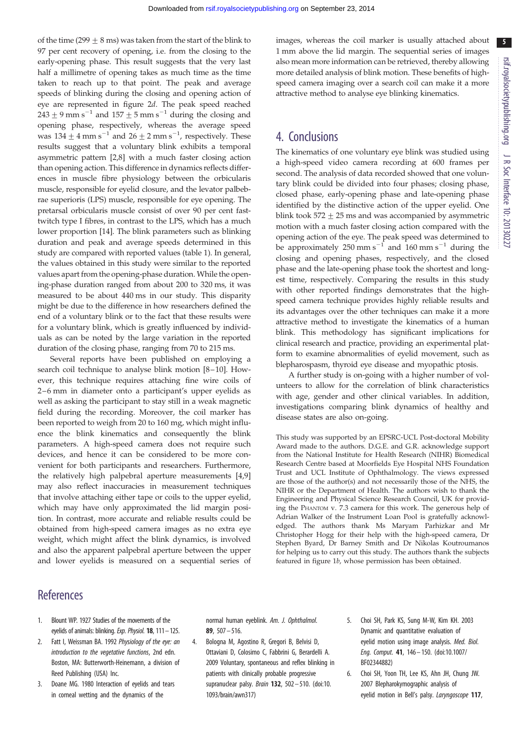of the time (299 $\pm$ 8 ms) was taken from the start of the blink to 97 per cent recovery of opening, i.e. from the closing to the early-opening phase. This result suggests that the very last half a millimetre of opening takes as much time as the time taken to reach up to that point. The peak and average speeds of blinking during the closing and opening action of eye are represented in figure 2*d*. The peak speed reached $243 \pm 9$ mm s$^{-1}$ and $157 \pm 5$ mm s$^{-1}$ during the closing and opening phase, respectively, whereas the average speed was $134 \pm 4$ mm s$^{-1}$ and $26 \pm 2$ mm s$^{-1}$, respectively. These results suggest that a voluntary blink exhibits a temporal asymmetric pattern [2,8] with a much faster closing action than opening action. This difference in dynamics reflects differences in muscle fibre physiology between the orbicularis muscle, responsible for eyelid closure, and the levator palbebrae superioris (LPS) muscle, responsible for eye opening. The pretarsal orbicularis muscle consist of over 90 per cent fast-twitch type I fibres, in contrast to the LPS, which has a much lower proportion [14]. The blink parameters such as blinking duration and peak and average speeds determined in this study are compared with reported values (table 1). In general, the values obtained in this study were similar to the reported values apart from the opening-phase duration. While the opening-phase duration ranged from about 200 to 320 ms, it was measured to be about 440 ms in our study. This disparity might be due to the difference in how researchers defined the end of a voluntary blink or to the fact that these results were for a voluntary blink, which is greatly influenced by individuals as can be noted by the large variation in the reported duration of the closing phase, ranging from 70 to 215 ms.

Several reports have been published on employing a search coil technique to analyse blink motion [8–10]. However, this technique requires attaching fine wire coils of 2–6 mm in diameter onto a participant's upper eyelids as well as asking the participant to stay still in a weak magnetic field during the recording. Moreover, the coil marker has been reported to weigh from 20 to 160 mg, which might influence the blink kinematics and consequently the blink parameters. A high-speed camera does not require such devices, and hence it can be considered to be more convenient for both participants and researchers. Furthermore, the relatively high palpebral aperture measurements [4,9] may also reflect inaccuracies in measurement techniques that involve attaching either tape or coils to the upper eyelid, which may have only approximated the lid margin position. In contrast, more accurate and reliable results could be obtained from high-speed camera images as no extra eye weight, which might affect the blink dynamics, is involved and also the apparent palpebral aperture between the upper and lower eyelids is measured on a sequential series of images, whereas the coil marker is usually attached about 1 mm above the lid margin. The sequential series of images also mean more information can be retrieved, thereby allowing more detailed analysis of blink motion. These benefits of high-speed camera imaging over a search coil can make it a more attractive method to analyse eye blinking kinematics.

## 4. Conclusions

The kinematics of one voluntary eye blink was studied using a high-speed video camera recording at 600 frames per second. The analysis of data recorded showed that one voluntary blink could be divided into four phases; closing phase, closed phase, early-opening phase and late-opening phase identified by the distinctive action of the upper eyelid. One blink took $572 \pm 25$ ms and was accompanied by asymmetric motion with a much faster closing action compared with the opening action of the eye. The peak speed was determined to be approximately 250 mm s$^{-1}$ and 160 mm s$^{-1}$ during the closing and opening phases, respectively, and the closed phase and the late-opening phase took the shortest and longest time, respectively. Comparing the results in this study with other reported findings demonstrates that the high-speed camera technique provides highly reliable results and its advantages over the other techniques can make it a more attractive method to investigate the kinematics of a human blink. This methodology has significant implications for clinical research and practice, providing an experimental platform to examine abnormalities of eyelid movement, such as blepharospasm, thyroid eye disease and myopathic ptosis.

A further study is on-going with a higher number of volunteers to allow for the correlation of blink characteristics with age, gender and other clinical variables. In addition, investigations comparing blink dynamics of healthy and disease states are also on-going.

This study was supported by an EPSRC-UCL Post-doctoral Mobility Award made to the authors. D.G.E. and G.R. acknowledge support from the National Institute for Health Research (NIHR) Biomedical Research Centre based at Moorfields Eye Hospital NHS Foundation Trust and UCL Institute of Ophthalmology. The views expressed are those of the author(s) and not necessarily those of the NHS, the NIHR or the Department of Health. The authors wish to thank the Engineering and Physical Science Research Council, UK for providing the Phantom v. 7.3 camera for this work. The generous help of Adrian Walker of the Instrument Loan Pool is gratefully acknowledged. The authors thank Ms Maryam Parhizkar and Mr Christopher Hogg for their help with the high-speed camera, Dr Stephen Byard, Dr Barney Smith and Dr Nikolas Koutroumanos for helping us to carry out this study. The authors thank the subjects featured in figure 1*b*, whose permission has been obtained.

## References

1. Blount WP. 1927 Studies of the movements of the eyelids of animals: blinking. *Exp. Physiol.* **18**, 111–125.
2. Fatt I, Weissman BA. 1992 *Physiology of the eye: an introduction to the vegetative functions*, 2nd edn. Boston, MA: Butterworth-Heinemann, a division of Reed Publishing (USA) Inc.
3. Doane MG. 1980 Interaction of eyelids and tears in corneal wetting and the dynamics of the normal human eyeblink. *Am. J. Ophthalmol.* **89**, 507–516.
4. Bologna M, Agostino R, Gregori B, Belvisi D, Ottaviani D, Colosimo C, Fabbrini G, Berardelli A. 2009 Voluntary, spontaneous and reflex blinking in patients with clinically probable progressive supranuclear palsy. *Brain* **132**, 502–510. (doi:10.1093/brain/awn317)
5. Choi SH, Park KS, Sung M-W, Kim KH. 2003 Dynamic and quantitative evaluation of eyelid motion using image analysis. *Med. Biol. Eng. Comput.* **41**, 146–150. (doi:10.1007/BF02344882)
6. Choi SH, Yoon TH, Lee KS, Ahn JH, Chung JW. 2007 Blepharokymographic analysis of eyelid motion in Bell's palsy. *Laryngoscope* **117**,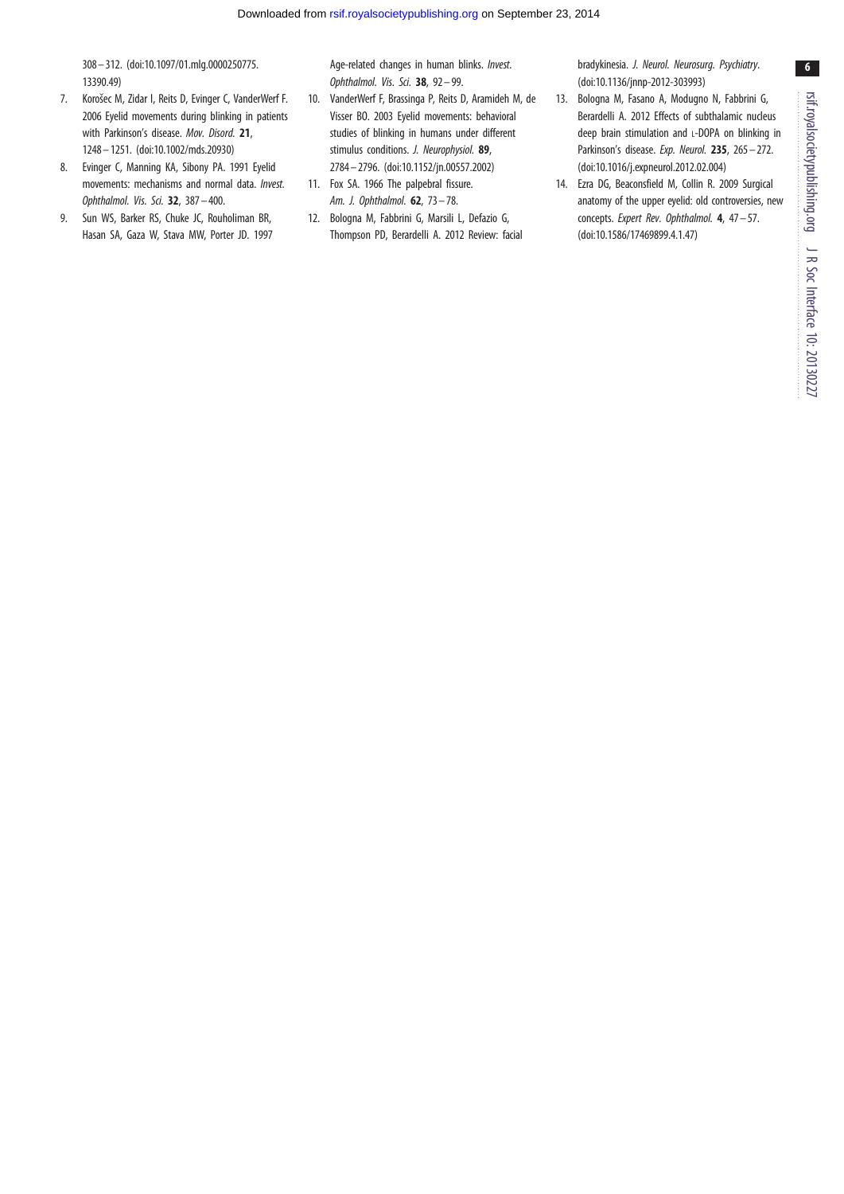308–312. (doi:10.1097/01.mlg.0000250775.13390.49)

7. Korošec M, Zidar I, Reits D, Evinger C, VanderWerf F. 2006 Eyelid movements during blinking in patients with Parkinson's disease. *Mov. Disord.* **21**, 1248–1251. (doi:10.1002/mds.20930)
8. Evinger C, Manning KA, Sibony PA. 1991 Eyelid movements: mechanisms and normal data. *Invest. Ophthalmol. Vis. Sci.* **32**, 387–400.
9. Sun WS, Barker RS, Chuke JC, Rouholiman BR, Hasan SA, Gaza W, Stava MW, Porter JD. 1997 Age-related changes in human blinks. *Invest. Ophthalmol. Vis. Sci.* **38**, 92–99.
10. VanderWerf F, Brassinga P, Reits D, Aramideh M, de Visser BO. 2003 Eyelid movements: behavioral studies of blinking in humans under different stimulus conditions. *J. Neurophysiol.* **89**, 2784–2796. (doi:10.1152/jn.00557.2002)
11. Fox SA. 1966 The palpebral fissure. *Am. J. Ophthalmol.* **62**, 73–78.
12. Bologna M, Fabbrini G, Marsili L, Defazio G, Thompson PD, Berardelli A. 2012 Review: facial bradykinesia. *J. Neurol. Neurosurg. Psychiatry*. (doi:10.1136/jnnp-2012-303993)
13. Bologna M, Fasano A, Modugno N, Fabbrini G, Berardelli A. 2012 Effects of subthalamic nucleus deep brain stimulation and L-DOPA on blinking in Parkinson's disease. *Exp. Neurol.* **235**, 265–272. (doi:10.1016/j.expneurol.2012.02.004)
14. Ezra DG, Beaconsfield M, Collin R. 2009 Surgical anatomy of the upper eyelid: old controversies, new concepts. *Expert Rev. Ophthalmol.* **4**, 47–57. (doi:10.1586/17469899.4.1.47)